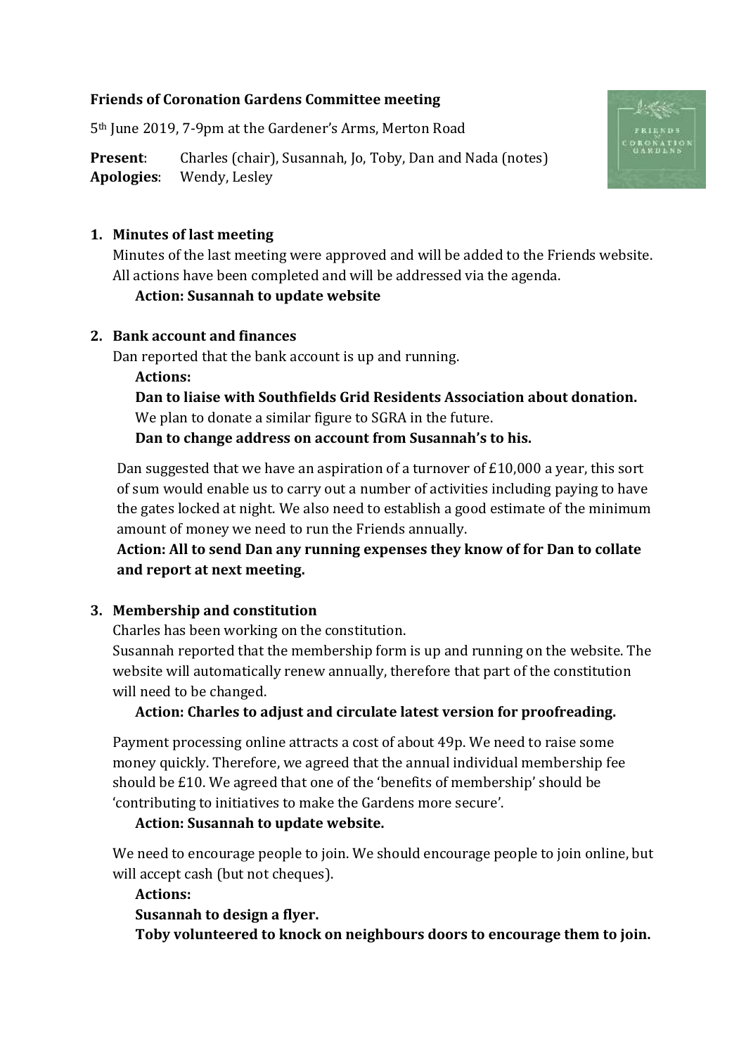**Friends of Coronation Gardens Committee meeting**

5th June 2019, 7-9pm at the Gardener's Arms, Merton Road

**Present**: Charles (chair), Susannah, Jo, Toby, Dan and Nada (notes)
**Apologies**: Wendy, Lesley

1. **Minutes of last meeting**
   Minutes of the last meeting were approved and will be added to the Friends website. All actions have been completed and will be addressed via the agenda.
   **Action: Susannah to update website**

2. **Bank account and finances**
   Dan reported that the bank account is up and running.
   **Actions:**
   **Dan to liaise with Southfields Grid Residents Association about donation.**
   We plan to donate a similar figure to SGRA in the future.
   **Dan to change address on account from Susannah's to his.**

   Dan suggested that we have an aspiration of a turnover of £10,000 a year, this sort of sum would enable us to carry out a number of activities including paying to have the gates locked at night. We also need to establish a good estimate of the minimum amount of money we need to run the Friends annually.
   **Action: All to send Dan any running expenses they know of for Dan to collate and report at next meeting.**

3. **Membership and constitution**
   Charles has been working on the constitution.
   Susannah reported that the membership form is up and running on the website. The website will automatically renew annually, therefore that part of the constitution will need to be changed.
   **Action: Charles to adjust and circulate latest version for proofreading.**

   Payment processing online attracts a cost of about 49p. We need to raise some money quickly. Therefore, we agreed that the annual individual membership fee should be £10. We agreed that one of the 'benefits of membership' should be 'contributing to initiatives to make the Gardens more secure'.
   **Action: Susannah to update website.**

   We need to encourage people to join. We should encourage people to join online, but will accept cash (but not cheques).
   **Actions:**
   **Susannah to design a flyer.**
   **Toby volunteered to knock on neighbours doors to encourage them to join.**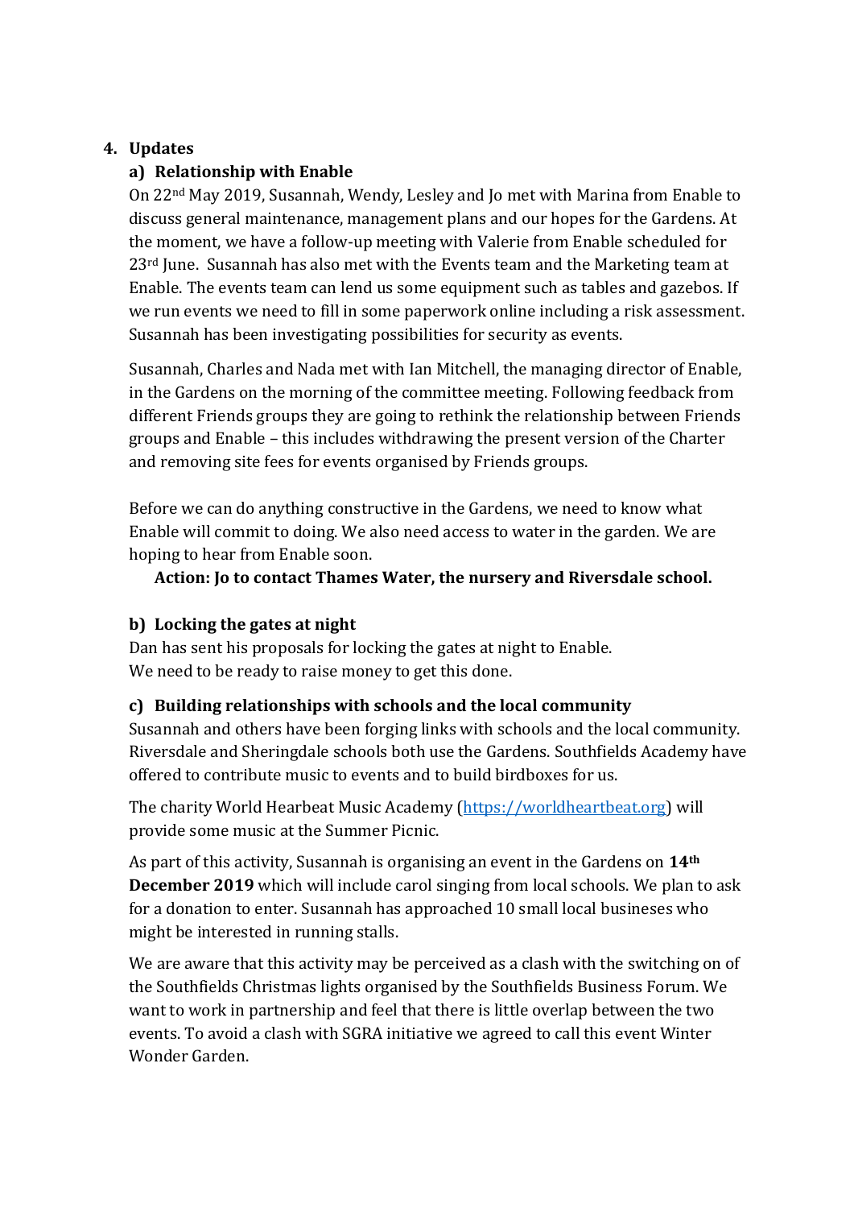4. **Updates**

**a) Relationship with Enable**

On 22nd May 2019, Susannah, Wendy, Lesley and Jo met with Marina from Enable to discuss general maintenance, management plans and our hopes for the Gardens. At the moment, we have a follow-up meeting with Valerie from Enable scheduled for 23rd June. Susannah has also met with the Events team and the Marketing team at Enable. The events team can lend us some equipment such as tables and gazebos. If we run events we need to fill in some paperwork online including a risk assessment. Susannah has been investigating possibilities for security as events.

Susannah, Charles and Nada met with Ian Mitchell, the managing director of Enable, in the Gardens on the morning of the committee meeting. Following feedback from different Friends groups they are going to rethink the relationship between Friends groups and Enable – this includes withdrawing the present version of the Charter and removing site fees for events organised by Friends groups.

Before we can do anything constructive in the Gardens, we need to know what Enable will commit to doing. We also need access to water in the garden. We are hoping to hear from Enable soon.

**Action: Jo to contact Thames Water, the nursery and Riversdale school.**

**b) Locking the gates at night**

Dan has sent his proposals for locking the gates at night to Enable.
We need to be ready to raise money to get this done.

**c) Building relationships with schools and the local community**

Susannah and others have been forging links with schools and the local community. Riversdale and Sheringdale schools both use the Gardens. Southfields Academy have offered to contribute music to events and to build birdboxes for us.

The charity World Hearbeat Music Academy ([https://worldheartbeat.org](https://worldheartbeat.org)) will provide some music at the Summer Picnic.

As part of this activity, Susannah is organising an event in the Gardens on **14th December 2019** which will include carol singing from local schools. We plan to ask for a donation to enter. Susannah has approached 10 small local busineses who might be interested in running stalls.

We are aware that this activity may be perceived as a clash with the switching on of the Southfields Christmas lights organised by the Southfields Business Forum. We want to work in partnership and feel that there is little overlap between the two events. To avoid a clash with SGRA initiative we agreed to call this event Winter Wonder Garden.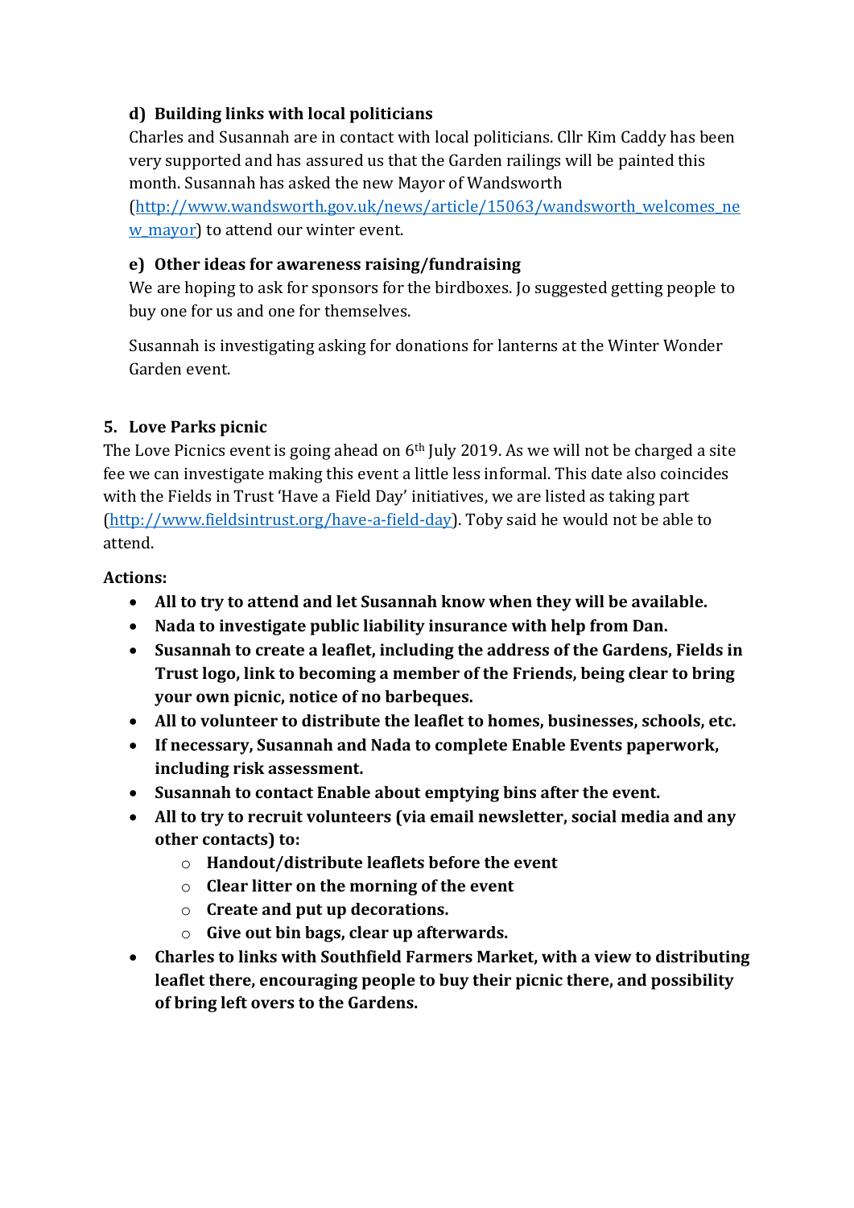#### d) Building links with local politicians

Charles and Susannah are in contact with local politicians. Cllr Kim Caddy has been very supported and has assured us that the Garden railings will be painted this month. Susannah has asked the new Mayor of Wandsworth (http://www.wandsworth.gov.uk/news/article/15063/wandsworth_welcomes_new_mayor) to attend our winter event.

#### e) Other ideas for awareness raising/fundraising

We are hoping to ask for sponsors for the birdboxes. Jo suggested getting people to buy one for us and one for themselves.

Susannah is investigating asking for donations for lanterns at the Winter Wonder Garden event.

### 5. Love Parks picnic

The Love Picnics event is going ahead on 6th July 2019. As we will not be charged a site fee we can investigate making this event a little less informal. This date also coincides with the Fields in Trust 'Have a Field Day' initiatives, we are listed as taking part (http://www.fieldsintrust.org/have-a-field-day). Toby said he would not be able to attend.

**Actions:**

- **All to try to attend and let Susannah know when they will be available.**
- **Nada to investigate public liability insurance with help from Dan.**
- **Susannah to create a leaflet, including the address of the Gardens, Fields in Trust logo, link to becoming a member of the Friends, being clear to bring your own picnic, notice of no barbeques.**
- **All to volunteer to distribute the leaflet to homes, businesses, schools, etc.**
- **If necessary, Susannah and Nada to complete Enable Events paperwork, including risk assessment.**
- **Susannah to contact Enable about emptying bins after the event.**
- **All to try to recruit volunteers (via email newsletter, social media and any other contacts) to:**
  - **Handout/distribute leaflets before the event**
  - **Clear litter on the morning of the event**
  - **Create and put up decorations.**
  - **Give out bin bags, clear up afterwards.**
- **Charles to links with Southfield Farmers Market, with a view to distributing leaflet there, encouraging people to buy their picnic there, and possibility of bring left overs to the Gardens.**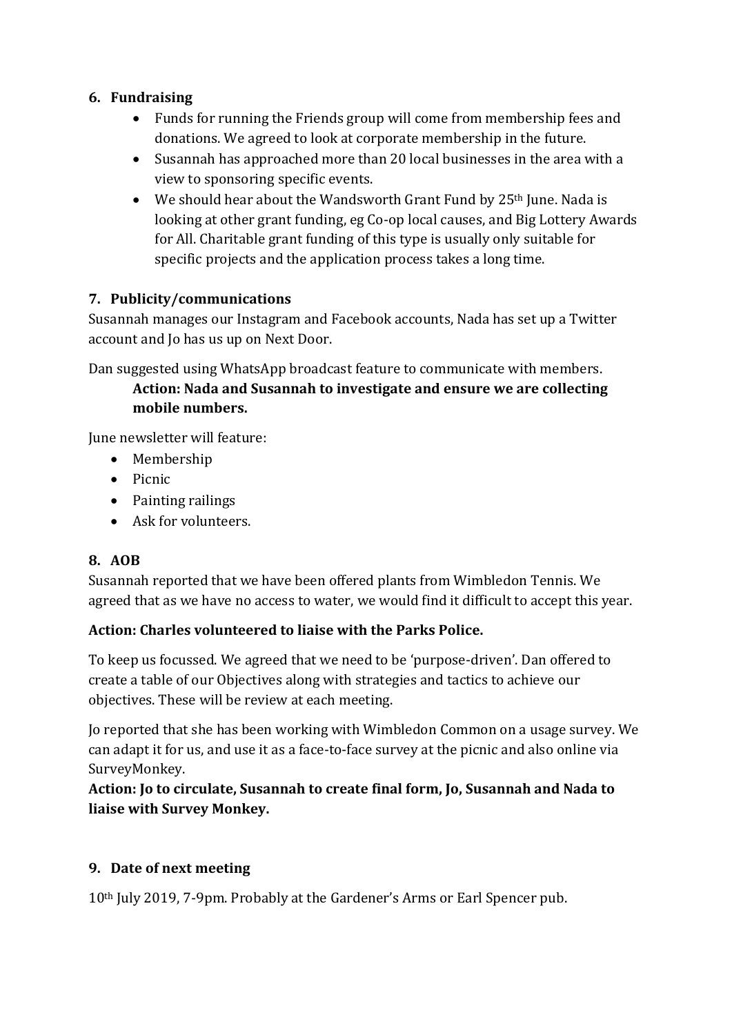## 6. Fundraising

- Funds for running the Friends group will come from membership fees and donations. We agreed to look at corporate membership in the future.
- Susannah has approached more than 20 local businesses in the area with a view to sponsoring specific events.
- We should hear about the Wandsworth Grant Fund by 25th June. Nada is looking at other grant funding, eg Co-op local causes, and Big Lottery Awards for All. Charitable grant funding of this type is usually only suitable for specific projects and the application process takes a long time.

## 7. Publicity/communications

Susannah manages our Instagram and Facebook accounts, Nada has set up a Twitter account and Jo has us up on Next Door.

Dan suggested using WhatsApp broadcast feature to communicate with members.

**Action: Nada and Susannah to investigate and ensure we are collecting mobile numbers.**

June newsletter will feature:

- Membership
- Picnic
- Painting railings
- Ask for volunteers.

## 8. AOB

Susannah reported that we have been offered plants from Wimbledon Tennis. We agreed that as we have no access to water, we would find it difficult to accept this year.

**Action: Charles volunteered to liaise with the Parks Police.**

To keep us focussed. We agreed that we need to be 'purpose-driven'. Dan offered to create a table of our Objectives along with strategies and tactics to achieve our objectives. These will be review at each meeting.

Jo reported that she has been working with Wimbledon Common on a usage survey. We can adapt it for us, and use it as a face-to-face survey at the picnic and also online via SurveyMonkey.

**Action: Jo to circulate, Susannah to create final form, Jo, Susannah and Nada to liaise with Survey Monkey.**

## 9. Date of next meeting

10th July 2019, 7-9pm. Probably at the Gardener's Arms or Earl Spencer pub.